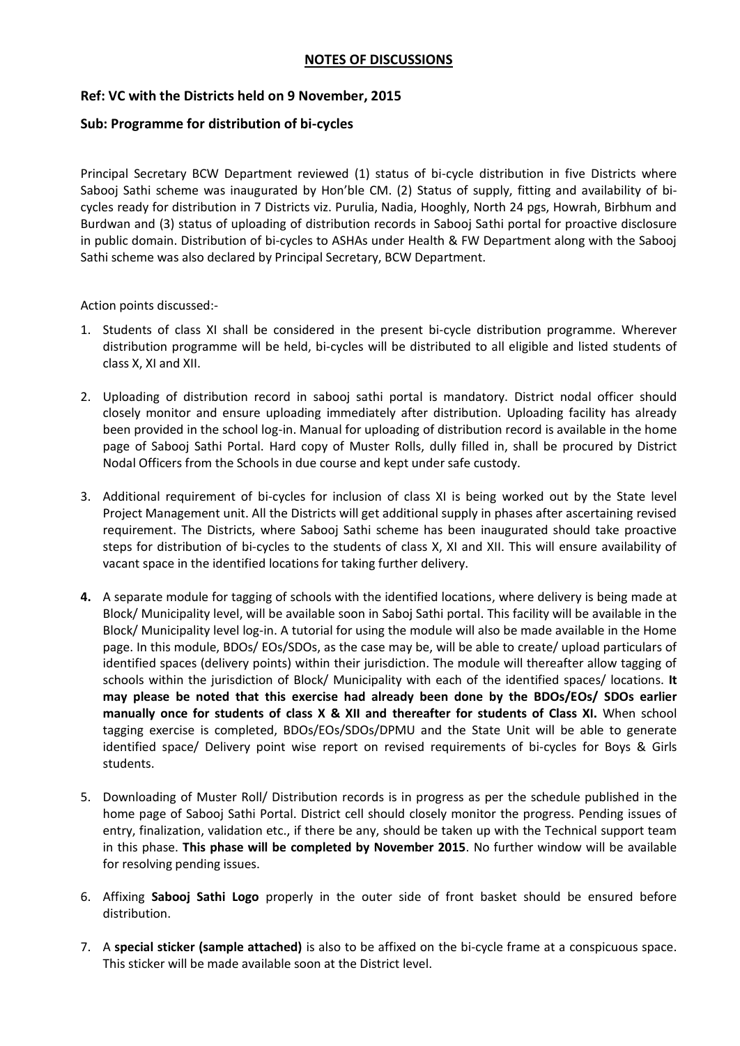# NOTES OF DISCUSSIONS

## Ref: VC with the Districts held on 9 November, 2015

## Sub: Programme for distribution of bi-cycles

Principal Secretary BCW Department reviewed (1) status of bi-cycle distribution in five Districts where Sabooj Sathi scheme was inaugurated by Hon'ble CM. (2) Status of supply, fitting and availability of bi-cycles ready for distribution in 7 Districts viz. Purulia, Nadia, Hooghly, North 24 pgs, Howrah, Birbhum and Burdwan and (3) status of uploading of distribution records in Sabooj Sathi portal for proactive disclosure in public domain. Distribution of bi-cycles to ASHAs under Health & FW Department along with the Sabooj Sathi scheme was also declared by Principal Secretary, BCW Department.

Action points discussed:-

1. Students of class XI shall be considered in the present bi-cycle distribution programme. Wherever distribution programme will be held, bi-cycles will be distributed to all eligible and listed students of class X, XI and XII.

2. Uploading of distribution record in sabooj sathi portal is mandatory. District nodal officer should closely monitor and ensure uploading immediately after distribution. Uploading facility has already been provided in the school log-in. Manual for uploading of distribution record is available in the home page of Sabooj Sathi Portal. Hard copy of Muster Rolls, dully filled in, shall be procured by District Nodal Officers from the Schools in due course and kept under safe custody.

3. Additional requirement of bi-cycles for inclusion of class XI is being worked out by the State level Project Management unit. All the Districts will get additional supply in phases after ascertaining revised requirement. The Districts, where Sabooj Sathi scheme has been inaugurated should take proactive steps for distribution of bi-cycles to the students of class X, XI and XII. This will ensure availability of vacant space in the identified locations for taking further delivery.

4. A separate module for tagging of schools with the identified locations, where delivery is being made at Block/ Municipality level, will be available soon in Saboj Sathi portal. This facility will be available in the Block/ Municipality level log-in. A tutorial for using the module will also be made available in the Home page. In this module, BDOs/ EOs/SDOs, as the case may be, will be able to create/ upload particulars of identified spaces (delivery points) within their jurisdiction. The module will thereafter allow tagging of schools within the jurisdiction of Block/ Municipality with each of the identified spaces/ locations. **It may please be noted that this exercise had already been done by the BDOs/EOs/ SDOs earlier manually once for students of class X & XII and thereafter for students of Class XI.** When school tagging exercise is completed, BDOs/EOs/SDOs/DPMU and the State Unit will be able to generate identified space/ Delivery point wise report on revised requirements of bi-cycles for Boys & Girls students.

5. Downloading of Muster Roll/ Distribution records is in progress as per the schedule published in the home page of Sabooj Sathi Portal. District cell should closely monitor the progress. Pending issues of entry, finalization, validation etc., if there be any, should be taken up with the Technical support team in this phase. **This phase will be completed by November 2015**. No further window will be available for resolving pending issues.

6. Affixing **Sabooj Sathi Logo** properly in the outer side of front basket should be ensured before distribution.

7. A **special sticker (sample attached)** is also to be affixed on the bi-cycle frame at a conspicuous space. This sticker will be made available soon at the District level.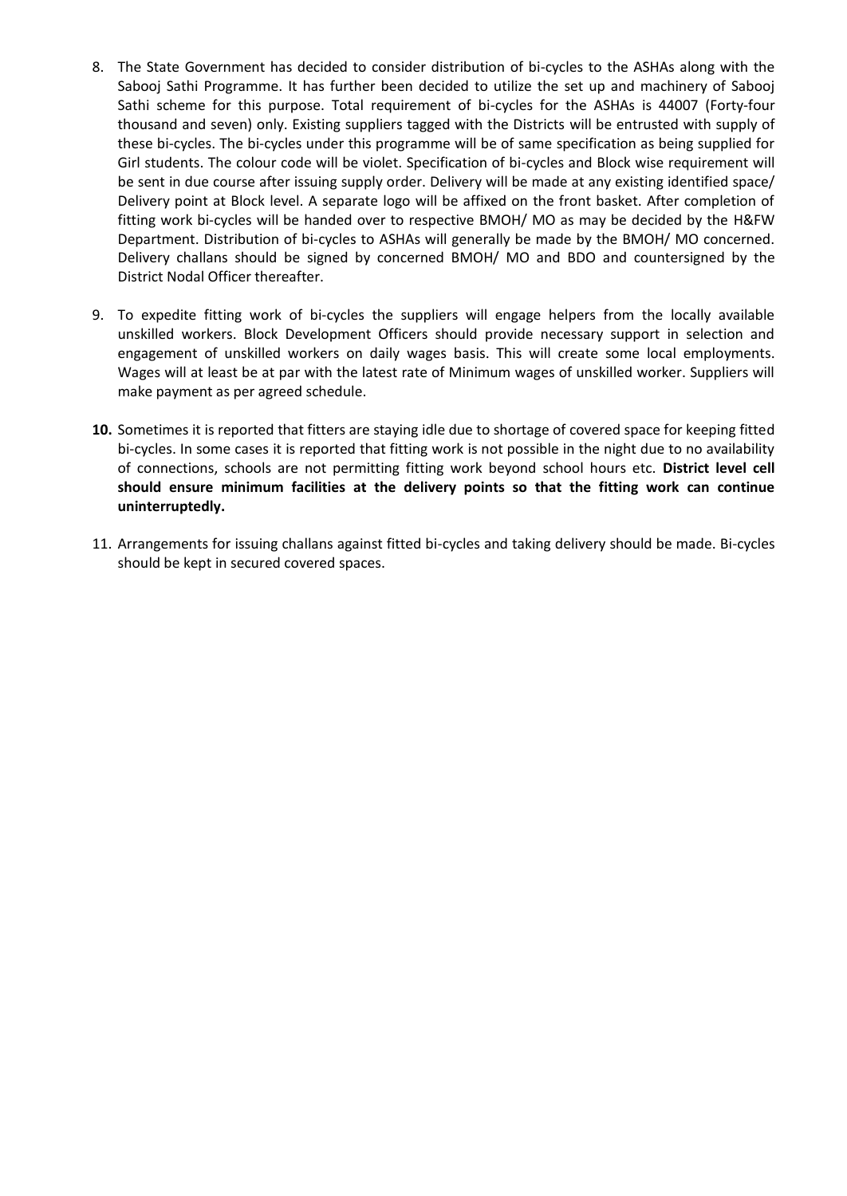8. The State Government has decided to consider distribution of bi-cycles to the ASHAs along with the Sabooj Sathi Programme. It has further been decided to utilize the set up and machinery of Sabooj Sathi scheme for this purpose. Total requirement of bi-cycles for the ASHAs is 44007 (Forty-four thousand and seven) only. Existing suppliers tagged with the Districts will be entrusted with supply of these bi-cycles. The bi-cycles under this programme will be of same specification as being supplied for Girl students. The colour code will be violet. Specification of bi-cycles and Block wise requirement will be sent in due course after issuing supply order. Delivery will be made at any existing identified space/ Delivery point at Block level. A separate logo will be affixed on the front basket. After completion of fitting work bi-cycles will be handed over to respective BMOH/ MO as may be decided by the H&FW Department. Distribution of bi-cycles to ASHAs will generally be made by the BMOH/ MO concerned. Delivery challans should be signed by concerned BMOH/ MO and BDO and countersigned by the District Nodal Officer thereafter.

9. To expedite fitting work of bi-cycles the suppliers will engage helpers from the locally available unskilled workers. Block Development Officers should provide necessary support in selection and engagement of unskilled workers on daily wages basis. This will create some local employments. Wages will at least be at par with the latest rate of Minimum wages of unskilled worker. Suppliers will make payment as per agreed schedule.

**10.** Sometimes it is reported that fitters are staying idle due to shortage of covered space for keeping fitted bi-cycles. In some cases it is reported that fitting work is not possible in the night due to no availability of connections, schools are not permitting fitting work beyond school hours etc. **District level cell should ensure minimum facilities at the delivery points so that the fitting work can continue uninterruptedly.**

11. Arrangements for issuing challans against fitted bi-cycles and taking delivery should be made. Bi-cycles should be kept in secured covered spaces.